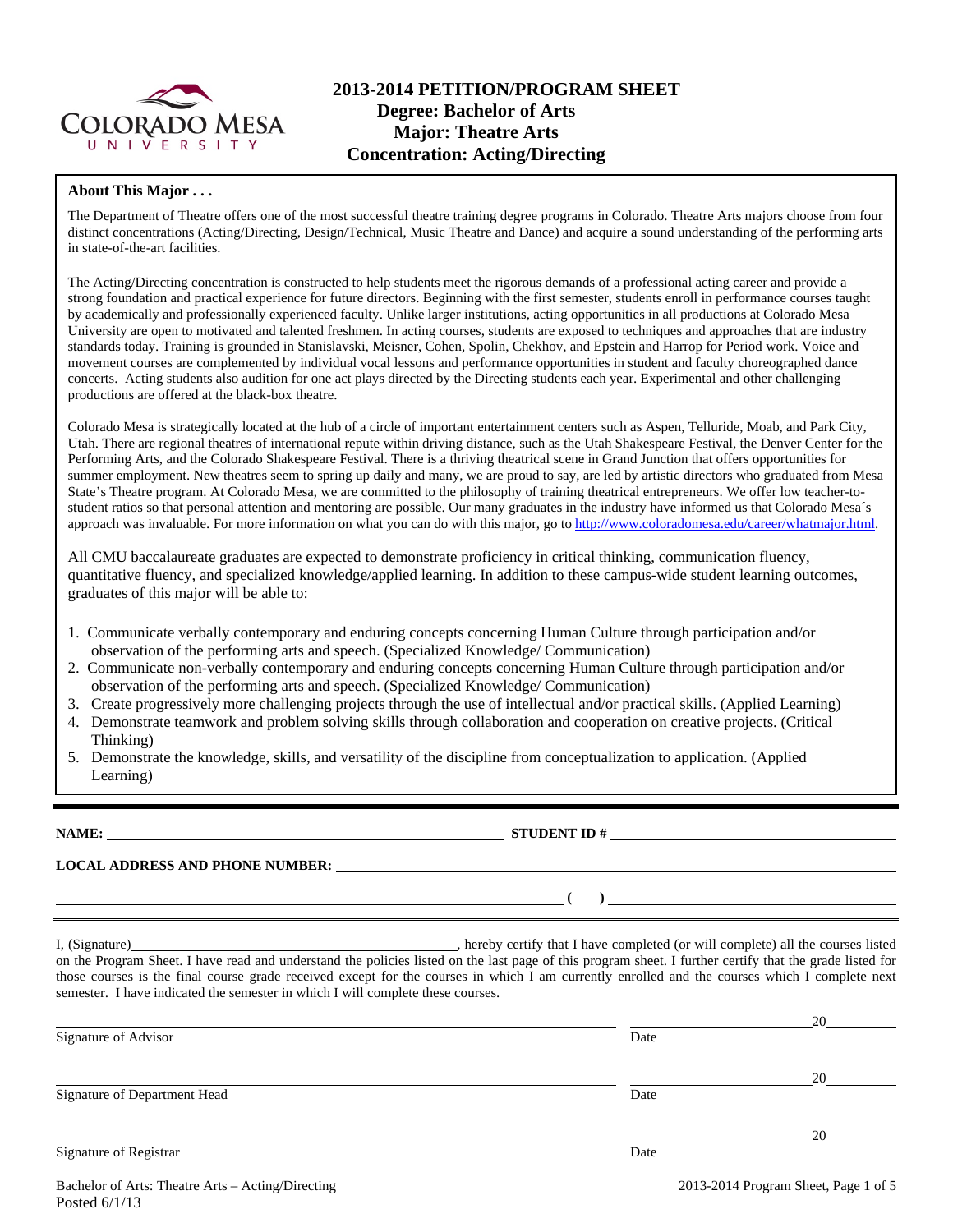# 2013-2014 PETITION/PROGRAM SHEET
## Degree: Bachelor of Arts
## Major: Theatre Arts
## Concentration: Acting/Directing

**About This Major . . .**

The Department of Theatre offers one of the most successful theatre training degree programs in Colorado. Theatre Arts majors choose from four distinct concentrations (Acting/Directing, Design/Technical, Music Theatre and Dance) and acquire a sound understanding of the performing arts in state-of-the-art facilities.

The Acting/Directing concentration is constructed to help students meet the rigorous demands of a professional acting career and provide a strong foundation and practical experience for future directors. Beginning with the first semester, students enroll in performance courses taught by academically and professionally experienced faculty. Unlike larger institutions, acting opportunities in all productions at Colorado Mesa University are open to motivated and talented freshmen. In acting courses, students are exposed to techniques and approaches that are industry standards today. Training is grounded in Stanislavski, Meisner, Cohen, Spolin, Chekhov, and Epstein and Harrop for Period work. Voice and movement courses are complemented by individual vocal lessons and performance opportunities in student and faculty choreographed dance concerts. Acting students also audition for one act plays directed by the Directing students each year. Experimental and other challenging productions are offered at the black-box theatre.

Colorado Mesa is strategically located at the hub of a circle of important entertainment centers such as Aspen, Telluride, Moab, and Park City, Utah. There are regional theatres of international repute within driving distance, such as the Utah Shakespeare Festival, the Denver Center for the Performing Arts, and the Colorado Shakespeare Festival. There is a thriving theatrical scene in Grand Junction that offers opportunities for summer employment. New theatres seem to spring up daily and many, we are proud to say, are led by artistic directors who graduated from Mesa State's Theatre program. At Colorado Mesa, we are committed to the philosophy of training theatrical entrepreneurs. We offer low teacher-to-student ratios so that personal attention and mentoring are possible. Our many graduates in the industry have informed us that Colorado Mesa´s approach was invaluable. For more information on what you can do with this major, go to http://www.coloradomesa.edu/career/whatmajor.html.

All CMU baccalaureate graduates are expected to demonstrate proficiency in critical thinking, communication fluency, quantitative fluency, and specialized knowledge/applied learning. In addition to these campus-wide student learning outcomes, graduates of this major will be able to:

1. Communicate verbally contemporary and enduring concepts concerning Human Culture through participation and/or observation of the performing arts and speech. (Specialized Knowledge/ Communication)
2. Communicate non-verbally contemporary and enduring concepts concerning Human Culture through participation and/or observation of the performing arts and speech. (Specialized Knowledge/ Communication)
3. Create progressively more challenging projects through the use of intellectual and/or practical skills. (Applied Learning)
4. Demonstrate teamwork and problem solving skills through collaboration and cooperation on creative projects. (Critical Thinking)
5. Demonstrate the knowledge, skills, and versatility of the discipline from conceptualization to application. (Applied Learning)

---

**NAME:** ______________________ **STUDENT ID #** ______________________

**LOCAL ADDRESS AND PHONE NUMBER:** ______________________

______________________ **( )** ______________________

I, (Signature)______________________, hereby certify that I have completed (or will complete) all the courses listed on the Program Sheet. I have read and understand the policies listed on the last page of this program sheet. I further certify that the grade listed for those courses is the final course grade received except for the courses in which I am currently enrolled and the courses which I complete next semester. I have indicated the semester in which I will complete these courses.

______________________ ______________ 20______
Signature of Advisor Date

______________________ ______________ 20______
Signature of Department Head Date

______________________ ______________ 20______
Signature of Registrar Date

Bachelor of Arts: Theatre Arts – Acting/Directing
Posted 6/1/13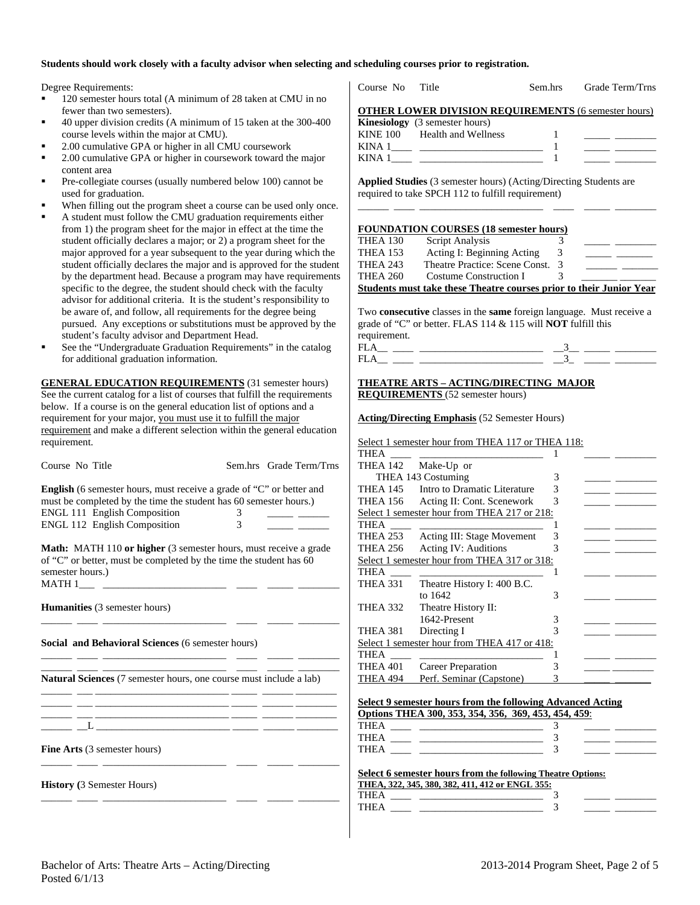**Students should work closely with a faculty advisor when selecting and scheduling courses prior to registration.**

Degree Requirements:

- 120 semester hours total (A minimum of 28 taken at CMU in no fewer than two semesters).
- 40 upper division credits (A minimum of 15 taken at the 300-400 course levels within the major at CMU).
- 2.00 cumulative GPA or higher in all CMU coursework
- 2.00 cumulative GPA or higher in coursework toward the major content area
- Pre-collegiate courses (usually numbered below 100) cannot be used for graduation.
- When filling out the program sheet a course can be used only once.
- A student must follow the CMU graduation requirements either from 1) the program sheet for the major in effect at the time the student officially declares a major; or 2) a program sheet for the major approved for a year subsequent to the year during which the student officially declares the major and is approved for the student by the department head. Because a program may have requirements specific to the degree, the student should check with the faculty advisor for additional criteria. It is the student's responsibility to be aware of, and follow, all requirements for the degree being pursued. Any exceptions or substitutions must be approved by the student's faculty advisor and Department Head.
- See the "Undergraduate Graduation Requirements" in the catalog for additional graduation information.

**GENERAL EDUCATION REQUIREMENTS** (31 semester hours) See the current catalog for a list of courses that fulfill the requirements below. If a course is on the general education list of options and a requirement for your major, you must use it to fulfill the major requirement and make a different selection within the general education requirement.

| Course No | Title | Sem.hrs | Grade | Term/Trns |
|---|---|---|---|---|
| **English** (6 semester hours, must receive a grade of "C" or better and must be completed by the time the student has 60 semester hours.) | | | | |
| ENGL 111 | English Composition | 3 | _____ | ______ |
| ENGL 112 | English Composition | 3 | _____ | ______ |
| **Math:** MATH 110 **or higher** (3 semester hours, must receive a grade of "C" or better, must be completed by the time the student has 60 semester hours.) | | | | |
| MATH 1___ | ________________________ | ____ | _____ | ________ |
| **Humanities** (3 semester hours) | | | | |
| ______ ____ | ________________________ | ____ | _____ | ________ |
| **Social and Behavioral Sciences** (6 semester hours) | | | | |
| ______ ____ | ________________________ | ____ | _____ | ________ |
| ______ ____ | ________________________ | ____ | _____ | ________ |
| **Natural Sciences** (7 semester hours, one course must include a lab) | | | | |
| ______ ___ | ________________________ | _____ | ______ | ________ |
| ______ ___ | ________________________ | _____ | ______ | ________ |
| ______ ___ | ________________________ | _____ | ______ | ________ |
| ______ __L | ________________________ | _____ | ______ | ________ |
| **Fine Arts** (3 semester hours) | | | | |
| ______ ____ | ________________________ | ____ | _____ | ________ |
| **History (**3 Semester Hours) | | | | |
| ______ ____ | ________________________ | ____ | _____ | ________ |

| Course No | Title | Sem.hrs | Grade | Term/Trns |
|---|---|---|---|---|
| **OTHER LOWER DIVISION REQUIREMENTS** (6 semester hours) | | | | |
| **Kinesiology** (3 semester hours) | | | | |
| KINE 100 | Health and Wellness | 1 | _____ | ________ |
| KINA 1____ | ________________________ | 1 | _____ | ________ |
| KINA 1____ | ________________________ | 1 | _____ | ________ |
| **Applied Studies** (3 semester hours) (Acting/Directing Students are required to take SPCH 112 to fulfill requirement) | | | | |
| ______ ____ | ________________________ | ____ | _____ | ________ |

**FOUNDATION COURSES (18 semester hours)**

| Course No | Title | Sem.hrs | Grade | Term/Trns |
|---|---|---|---|---|
| THEA 130 | Script Analysis | 3 | _____ | ________ |
| THEA 153 | Acting I: Beginning Acting | 3 | _____ | _______ |
| THEA 243 | Theatre Practice: Scene Const. | 3 | ______ | _______ |
| THEA 260 | Costume Construction I | 3 | _______ | _______ |

**Students must take these Theatre courses prior to their Junior Year**

Two **consecutive** classes in the **same** foreign language. Must receive a grade of "C" or better. FLAS 114 & 115 will **NOT** fulfill this requirement.

| Course No | Title | Sem.hrs | Grade | Term/Trns |
|---|---|---|---|---|
| FLA__ ____ | ________________________ | __3__ | _____ | ________ |
| FLA__ ____ | ________________________ | __3_ | _____ | ________ |

**THEATRE ARTS – ACTING/DIRECTING MAJOR REQUIREMENTS** (52 semester hours)

**Acting/Directing Emphasis** (52 Semester Hours)

| Course No | Title | Sem.hrs | Grade | Term/Trns |
|---|---|---|---|---|
| Select 1 semester hour from THEA 117 or THEA 118: | | | | |
| THEA ____ | ________________________ | 1 | _____ | ________ |
| THEA 142 | Make-Up or THEA 143 Costuming | 3 | _____ | ________ |
| THEA 145 | Intro to Dramatic Literature | 3 | _____ | ________ |
| THEA 156 | Acting II: Cont. Scenework | 3 | _____ | ________ |
| Select 1 semester hour from THEA 217 or 218: | | | | |
| THEA ____ | ________________________ | 1 | _____ | ________ |
| THEA 253 | Acting III: Stage Movement | 3 | _____ | ________ |
| THEA 256 | Acting IV: Auditions | 3 | _____ | ________ |
| Select 1 semester hour from THEA 317 or 318: | | | | |
| THEA ____ | ________________________ | 1 | _____ | ________ |
| THEA 331 | Theatre History I: 400 B.C. to 1642 | 3 | _____ | ________ |
| THEA 332 | Theatre History II: 1642-Present | 3 | _____ | ________ |
| THEA 381 | Directing I | 3 | _____ | ________ |
| Select 1 semester hour from THEA 417 or 418: | | | | |
| THEA ____ | ________________________ | 1 | _____ | ________ |
| THEA 401 | Career Preparation | 3 | _____ | ________ |
| THEA 494 | Perf. Seminar (Capstone) | 3 | _____ | _______ |

**Select 9 semester hours from the following Advanced Acting Options THEA 300, 353, 354, 356, 369, 453, 454, 459**:

| Course No | Title | Sem.hrs | Grade | Term/Trns |
|---|---|---|---|---|
| THEA ____ | ________________________ | 3 | _____ | ________ |
| THEA ____ | ________________________ | 3 | _____ | ________ |
| THEA ____ | ________________________ | 3 | _____ | ________ |

**Select 6 semester hours from the following Theatre Options: THEA, 322, 345, 380, 382, 411, 412 or ENGL 355:**

| Course No | Title | Sem.hrs | Grade | Term/Trns |
|---|---|---|---|---|
| THEA ____ | ________________________ | 3 | _____ | ________ |
| THEA ____ | ________________________ | 3 | _____ | ________ |

Bachelor of Arts: Theatre Arts – Acting/Directing
Posted 6/1/13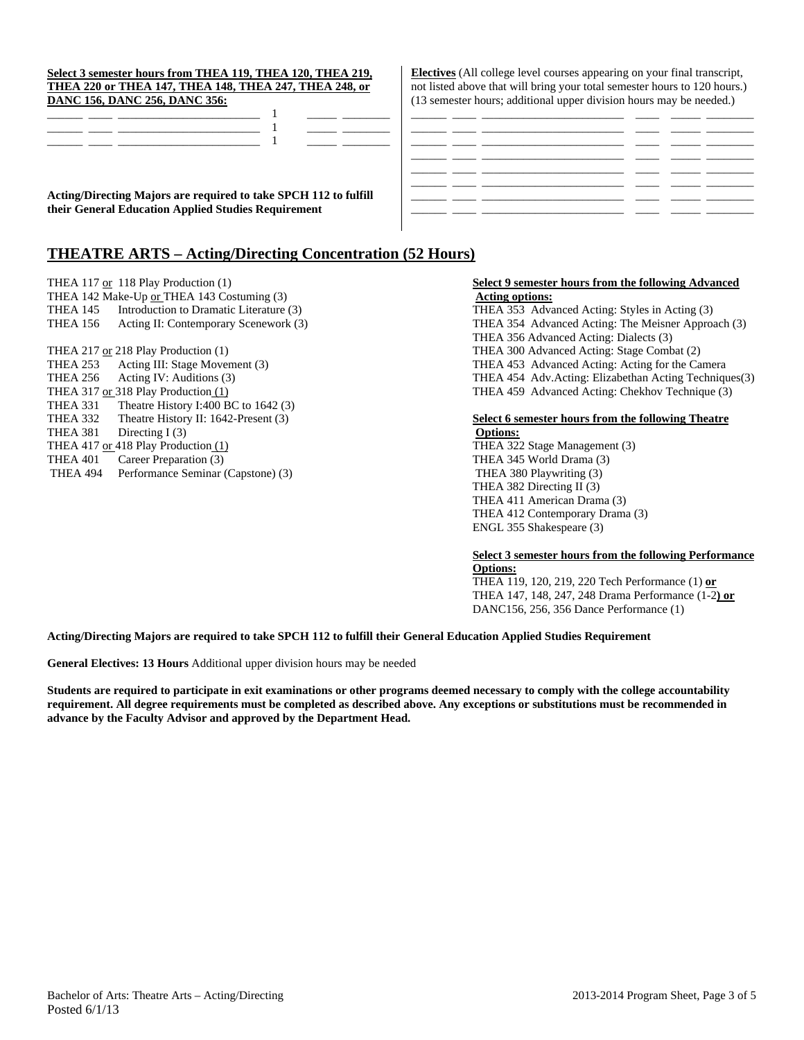**Select 3 semester hours from THEA 119, THEA 120, THEA 219, THEA 220 or THEA 147, THEA 148, THEA 247, THEA 248, or DANC 156, DANC 256, DANC 356:**

| | | | | | |
|---|---|---|---|---|---|
| ______ | ____ | ______________________ | 1 | _____ | ________ |
| ______ | ____ | ______________________ | 1 | _____ | ________ |
| ______ | ____ | ______________________ | 1 | _____ | ________ |

**Acting/Directing Majors are required to take SPCH 112 to fulfill their General Education Applied Studies Requirement**

**Electives** (All college level courses appearing on your final transcript, not listed above that will bring your total semester hours to 120 hours.) (13 semester hours; additional upper division hours may be needed.)

| | | | | | |
|---|---|---|---|---|---|
| ______ | ____ | ______________________ | ____ | _____ | ________ |
| ______ | ____ | ______________________ | ____ | _____ | ________ |
| ______ | ____ | ______________________ | ____ | _____ | ________ |
| ______ | ____ | ______________________ | ____ | _____ | ________ |
| ______ | ____ | ______________________ | ____ | _____ | ________ |
| ______ | ____ | ______________________ | ____ | _____ | ________ |
| ______ | ____ | ______________________ | ____ | _____ | ________ |

## THEATRE ARTS – Acting/Directing Concentration (52 Hours)

THEA 117 or 118 Play Production (1)
THEA 142 Make-Up or THEA 143 Costuming (3)
THEA 145 Introduction to Dramatic Literature (3)
THEA 156 Acting II: Contemporary Scenework (3)

THEA 217 or 218 Play Production (1)
THEA 253 Acting III: Stage Movement (3)
THEA 256 Acting IV: Auditions (3)
THEA 317 or 318 Play Production (1)
THEA 331 Theatre History I:400 BC to 1642 (3)
THEA 332 Theatre History II: 1642-Present (3)
THEA 381 Directing I (3)
THEA 417 or 418 Play Production (1)
THEA 401 Career Preparation (3)
THEA 494 Performance Seminar (Capstone) (3)

**Select 9 semester hours from the following Advanced Acting options:**
THEA 353 Advanced Acting: Styles in Acting (3)
THEA 354 Advanced Acting: The Meisner Approach (3)
THEA 356 Advanced Acting: Dialects (3)
THEA 300 Advanced Acting: Stage Combat (2)
THEA 453 Advanced Acting: Acting for the Camera
THEA 454 Adv.Acting: Elizabethan Acting Techniques(3)
THEA 459 Advanced Acting: Chekhov Technique (3)

**Select 6 semester hours from the following Theatre Options:**
THEA 322 Stage Management (3)
THEA 345 World Drama (3)
THEA 380 Playwriting (3)
THEA 382 Directing II (3)
THEA 411 American Drama (3)
THEA 412 Contemporary Drama (3)
ENGL 355 Shakespeare (3)

**Select 3 semester hours from the following Performance Options:**
THEA 119, 120, 219, 220 Tech Performance (1) **or**
THEA 147, 148, 247, 248 Drama Performance (1-2**) or**
DANC156, 256, 356 Dance Performance (1)

**Acting/Directing Majors are required to take SPCH 112 to fulfill their General Education Applied Studies Requirement**

**General Electives: 13 Hours** Additional upper division hours may be needed

**Students are required to participate in exit examinations or other programs deemed necessary to comply with the college accountability requirement. All degree requirements must be completed as described above. Any exceptions or substitutions must be recommended in advance by the Faculty Advisor and approved by the Department Head.**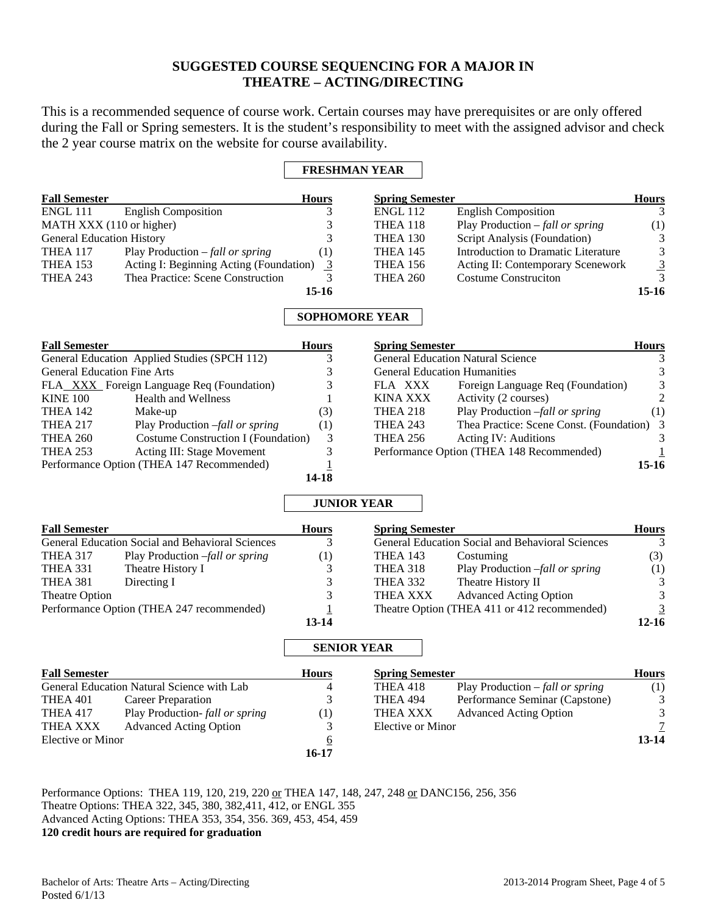# SUGGESTED COURSE SEQUENCING FOR A MAJOR IN THEATRE – ACTING/DIRECTING

This is a recommended sequence of course work. Certain courses may have prerequisites or are only offered during the Fall or Spring semesters. It is the student's responsibility to meet with the assigned advisor and check the 2 year course matrix on the website for course availability.

## FRESHMAN YEAR

| Fall Semester | | Hours |
|---|---|---|
| ENGL 111 | English Composition | 3 |
| MATH XXX (110 or higher) | | 3 |
| General Education History | | 3 |
| THEA 117 | Play Production – *fall or spring* | (1) |
| THEA 153 | Acting I: Beginning Acting (Foundation) | 3 |
| THEA 243 | Thea Practice: Scene Construction | 3 |
| | | **15-16** |

| Spring Semester | | Hours |
|---|---|---|
| ENGL 112 | English Composition | 3 |
| THEA 118 | Play Production – *fall or spring* | (1) |
| THEA 130 | Script Analysis (Foundation) | 3 |
| THEA 145 | Introduction to Dramatic Literature | 3 |
| THEA 156 | Acting II: Contemporary Scenework | 3 |
| THEA 260 | Costume Construciton | 3 |
| | | **15-16** |

## SOPHOMORE YEAR

| Fall Semester | | Hours |
|---|---|---|
| General Education Applied Studies (SPCH 112) | | 3 |
| General Education Fine Arts | | 3 |
| FLA XXX Foreign Language Req (Foundation) | | 3 |
| KINE 100 | Health and Wellness | 1 |
| THEA 142 | Make-up | (3) |
| THEA 217 | Play Production –*fall or spring* | (1) |
| THEA 260 | Costume Construction I (Foundation) | 3 |
| THEA 253 | Acting III: Stage Movement | 3 |
| Performance Option (THEA 147 Recommended) | | 1 |
| | | **14-18** |

| Spring Semester | | Hours |
|---|---|---|
| General Education Natural Science | | 3 |
| General Education Humanities | | 3 |
| FLA XXX | Foreign Language Req (Foundation) | 3 |
| KINA XXX | Activity (2 courses) | 2 |
| THEA 218 | Play Production –*fall or spring* | (1) |
| THEA 243 | Thea Practice: Scene Const. (Foundation) | 3 |
| THEA 256 | Acting IV: Auditions | 3 |
| Performance Option (THEA 148 Recommended) | | 1 |
| | | **15-16** |

## JUNIOR YEAR

| Fall Semester | | Hours |
|---|---|---|
| General Education Social and Behavioral Sciences | | 3 |
| THEA 317 | Play Production –*fall or spring* | (1) |
| THEA 331 | Theatre History I | 3 |
| THEA 381 | Directing I | 3 |
| Theatre Option | | 3 |
| Performance Option (THEA 247 recommended) | | 1 |
| | | **13-14** |

| Spring Semester | | Hours |
|---|---|---|
| General Education Social and Behavioral Sciences | | 3 |
| THEA 143 | Costuming | (3) |
| THEA 318 | Play Production –*fall or spring* | (1) |
| THEA 332 | Theatre History II | 3 |
| THEA XXX | Advanced Acting Option | 3 |
| Theatre Option (THEA 411 or 412 recommended) | | 3 |
| | | **12-16** |

## SENIOR YEAR

| Fall Semester | | Hours |
|---|---|---|
| General Education Natural Science with Lab | | 4 |
| THEA 401 | Career Preparation | 3 |
| THEA 417 | Play Production- *fall or spring* | (1) |
| THEA XXX | Advanced Acting Option | 3 |
| Elective or Minor | | 6 |
| | | **16-17** |

| Spring Semester | | Hours |
|---|---|---|
| THEA 418 | Play Production – *fall or spring* | (1) |
| THEA 494 | Performance Seminar (Capstone) | 3 |
| THEA XXX | Advanced Acting Option | 3 |
| Elective or Minor | | 7 |
| | | **13-14** |

Performance Options: THEA 119, 120, 219, 220 or THEA 147, 148, 247, 248 or DANC156, 256, 356
Theatre Options: THEA 322, 345, 380, 382,411, 412, or ENGL 355
Advanced Acting Options: THEA 353, 354, 356. 369, 453, 454, 459
**120 credit hours are required for graduation**

Bachelor of Arts: Theatre Arts – Acting/Directing
Posted 6/1/13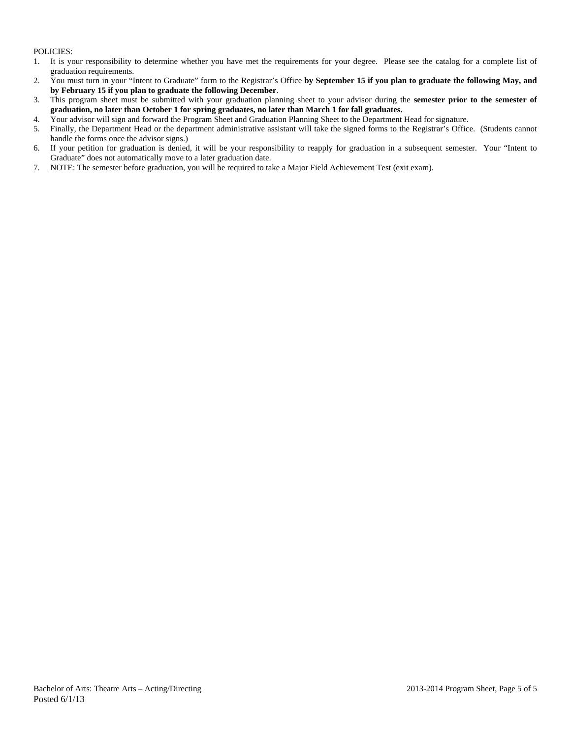POLICIES:

1. It is your responsibility to determine whether you have met the requirements for your degree. Please see the catalog for a complete list of graduation requirements.
2. You must turn in your "Intent to Graduate" form to the Registrar's Office **by September 15 if you plan to graduate the following May, and by February 15 if you plan to graduate the following December**.
3. This program sheet must be submitted with your graduation planning sheet to your advisor during the **semester prior to the semester of graduation, no later than October 1 for spring graduates, no later than March 1 for fall graduates.**
4. Your advisor will sign and forward the Program Sheet and Graduation Planning Sheet to the Department Head for signature.
5. Finally, the Department Head or the department administrative assistant will take the signed forms to the Registrar's Office. (Students cannot handle the forms once the advisor signs.)
6. If your petition for graduation is denied, it will be your responsibility to reapply for graduation in a subsequent semester. Your "Intent to Graduate" does not automatically move to a later graduation date.
7. NOTE: The semester before graduation, you will be required to take a Major Field Achievement Test (exit exam).